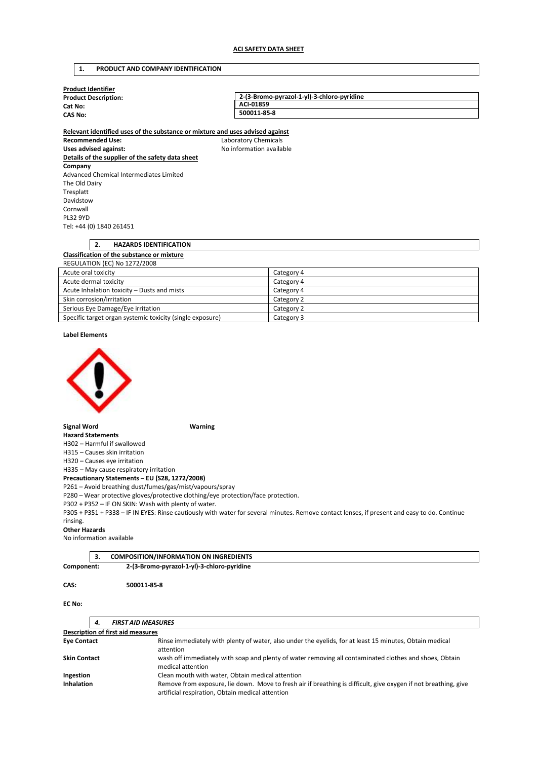**ACI SAFETY DATA SHEET**

## 1. PRODUCT AND COMPANY IDENTIFICATION

**Product Identifier**

| | |
|---|---|
| **Product Description:** | **2-(3-Bromo-pyrazol-1-yl)-3-chloro-pyridine** |
| **Cat No:** | **ACI-01859** |
| **CAS No:** | **500011-85-8** |

**Relevant identified uses of the substance or mixture and uses advised against**

**Recommended Use:** Laboratory Chemicals
**Uses advised against:** No information available

**Details of the supplier of the safety data sheet**

**Company**
Advanced Chemical Intermediates Limited
The Old Dairy
Tresplatt
Davidstow
Cornwall
PL32 9YD
Tel: +44 (0) 1840 261451

## 2. HAZARDS IDENTIFICATION

**Classification of the substance or mixture**

REGULATION (EC) No 1272/2008

| | |
|---|---|
| Acute oral toxicity | Category 4 |
| Acute dermal toxicity | Category 4 |
| Acute Inhalation toxicity – Dusts and mists | Category 4 |
| Skin corrosion/irritation | Category 2 |
| Serious Eye Damage/Eye irritation | Category 2 |
| Specific target organ systemic toxicity (single exposure) | Category 3 |

**Label Elements**

**Signal Word** **Warning**

**Hazard Statements**
H302 – Harmful if swallowed
H315 – Causes skin irritation
H320 – Causes eye irritation
H335 – May cause respiratory irritation

**Precautionary Statements – EU (S28, 1272/2008)**
P261 – Avoid breathing dust/fumes/gas/mist/vapours/spray
P280 – Wear protective gloves/protective clothing/eye protection/face protection.
P302 + P352 – IF ON SKIN: Wash with plenty of water.
P305 + P351 + P338 – IF IN EYES: Rinse cautiously with water for several minutes. Remove contact lenses, if present and easy to do. Continue rinsing.

**Other Hazards**
No information available

## 3. COMPOSITION/INFORMATION ON INGREDIENTS

**Component:** **2-(3-Bromo-pyrazol-1-yl)-3-chloro-pyridine**

**CAS:** **500011-85-8**

**EC No:**

## 4. *FIRST AID MEASURES*

**Description of first aid measures**

| | |
|---|---|
| **Eye Contact** | Rinse immediately with plenty of water, also under the eyelids, for at least 15 minutes, Obtain medical attention |
| **Skin Contact** | wash off immediately with soap and plenty of water removing all contaminated clothes and shoes, Obtain medical attention |
| **Ingestion** | Clean mouth with water, Obtain medical attention |
| **Inhalation** | Remove from exposure, lie down. Move to fresh air if breathing is difficult, give oxygen if not breathing, give artificial respiration, Obtain medical attention |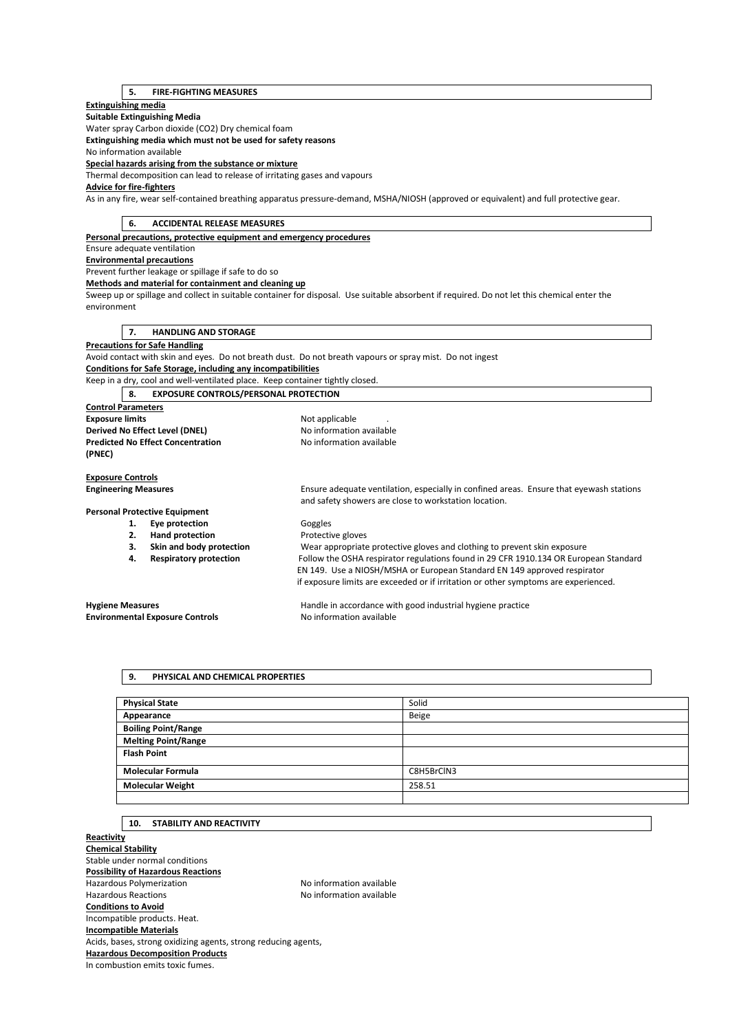## 5. FIRE-FIGHTING MEASURES

**Extinguishing media**

**Suitable Extinguishing Media**

Water spray Carbon dioxide ($CO_2$) Dry chemical foam

**Extinguishing media which must not be used for safety reasons**

No information available

**Special hazards arising from the substance or mixture**

Thermal decomposition can lead to release of irritating gases and vapours

**Advice for fire-fighters**

As in any fire, wear self-contained breathing apparatus pressure-demand, MSHA/NIOSH (approved or equivalent) and full protective gear.

## 6. ACCIDENTAL RELEASE MEASURES

**Personal precautions, protective equipment and emergency procedures**

Ensure adequate ventilation

**Environmental precautions**

Prevent further leakage or spillage if safe to do so

**Methods and material for containment and cleaning up**

Sweep up or spillage and collect in suitable container for disposal. Use suitable absorbent if required. Do not let this chemical enter the environment

## 7. HANDLING AND STORAGE

**Precautions for Safe Handling**

Avoid contact with skin and eyes. Do not breath dust. Do not breath vapours or spray mist. Do not ingest

**Conditions for Safe Storage, including any incompatibilities**

Keep in a dry, cool and well-ventilated place. Keep container tightly closed.

## 8. EXPOSURE CONTROLS/PERSONAL PROTECTION

**Control Parameters**

**Exposure limits** Not applicable .

**Derived No Effect Level (DNEL)** No information available

**Predicted No Effect Concentration (PNEC)** No information available

**Exposure Controls**

**Engineering Measures** Ensure adequate ventilation, especially in confined areas. Ensure that eyewash stations and safety showers are close to workstation location.

**Personal Protective Equipment**

1. **Eye protection** Goggles
2. **Hand protection** Protective gloves
3. **Skin and body protection** Wear appropriate protective gloves and clothing to prevent skin exposure
4. **Respiratory protection** Follow the OSHA respirator regulations found in 29 CFR 1910.134 OR European Standard EN 149. Use a NIOSH/MSHA or European Standard EN 149 approved respirator if exposure limits are exceeded or if irritation or other symptoms are experienced.

**Hygiene Measures** Handle in accordance with good industrial hygiene practice

**Environmental Exposure Controls** No information available

## 9. PHYSICAL AND CHEMICAL PROPERTIES

| | |
|---|---|
| **Physical State** | Solid |
| **Appearance** | Beige |
| **Boiling Point/Range** | |
| **Melting Point/Range** | |
| **Flash Point** | |
| **Molecular Formula** | $C_8H_5BrClN_3$ |
| **Molecular Weight** | 258.51 |
| | |

## 10. STABILITY AND REACTIVITY

**Reactivity**

**Chemical Stability**

Stable under normal conditions

**Possibility of Hazardous Reactions**

Hazardous Polymerization No information available

Hazardous Reactions No information available

**Conditions to Avoid**

Incompatible products. Heat.

**Incompatible Materials**

Acids, bases, strong oxidizing agents, strong reducing agents,

**Hazardous Decomposition Products**

In combustion emits toxic fumes.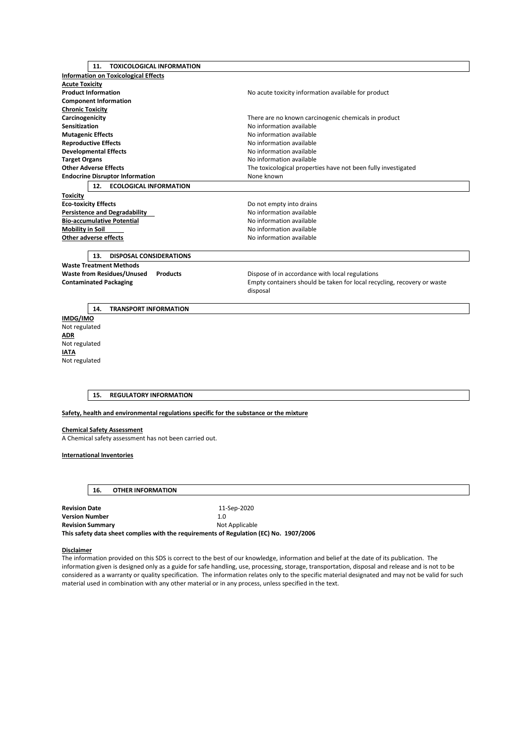## 11. TOXICOLOGICAL INFORMATION

**Information on Toxicological Effects**

**Acute Toxicity**

| | |
|---|---|
| **Product Information** | No acute toxicity information available for product |
| **Component Information** | |

**Chronic Toxicity**

| | |
|---|---|
| **Carcinogenicity** | There are no known carcinogenic chemicals in product |
| **Sensitization** | No information available |
| **Mutagenic Effects** | No information available |
| **Reproductive Effects** | No information available |
| **Developmental Effects** | No information available |
| **Target Organs** | No information available |
| **Other Adverse Effects** | The toxicological properties have not been fully investigated |
| **Endocrine Disruptor Information** | None known |

## 12. ECOLOGICAL INFORMATION

**Toxicity**

| | |
|---|---|
| **Eco-toxicity Effects** | Do not empty into drains |
| **Persistence and Degradability** | No information available |
| **Bio-accumulative Potential** | No information available |
| **Mobility in Soil** | No information available |
| **Other adverse effects** | No information available |

## 13. DISPOSAL CONSIDERATIONS

**Waste Treatment Methods**

| | |
|---|---|
| **Waste from Residues/Unused Products** | Dispose of in accordance with local regulations |
| **Contaminated Packaging** | Empty containers should be taken for local recycling, recovery or waste disposal |

## 14. TRANSPORT INFORMATION

**IMDG/IMO**

Not regulated

**ADR**

Not regulated

**IATA**

Not regulated

## 15. REGULATORY INFORMATION

**Safety, health and environmental regulations specific for the substance or the mixture**

**Chemical Safety Assessment**

A Chemical safety assessment has not been carried out.

**International Inventories**

## 16. OTHER INFORMATION

| | |
|---|---|
| **Revision Date** | 11-Sep-2020 |
| **Version Number** | 1.0 |
| **Revision Summary** | Not Applicable |

**This safety data sheet complies with the requirements of Regulation (EC) No. 1907/2006**

**Disclaimer**

The information provided on this SDS is correct to the best of our knowledge, information and belief at the date of its publication. The information given is designed only as a guide for safe handling, use, processing, storage, transportation, disposal and release and is not to be considered as a warranty or quality specification. The information relates only to the specific material designated and may not be valid for such material used in combination with any other material or in any process, unless specified in the text.